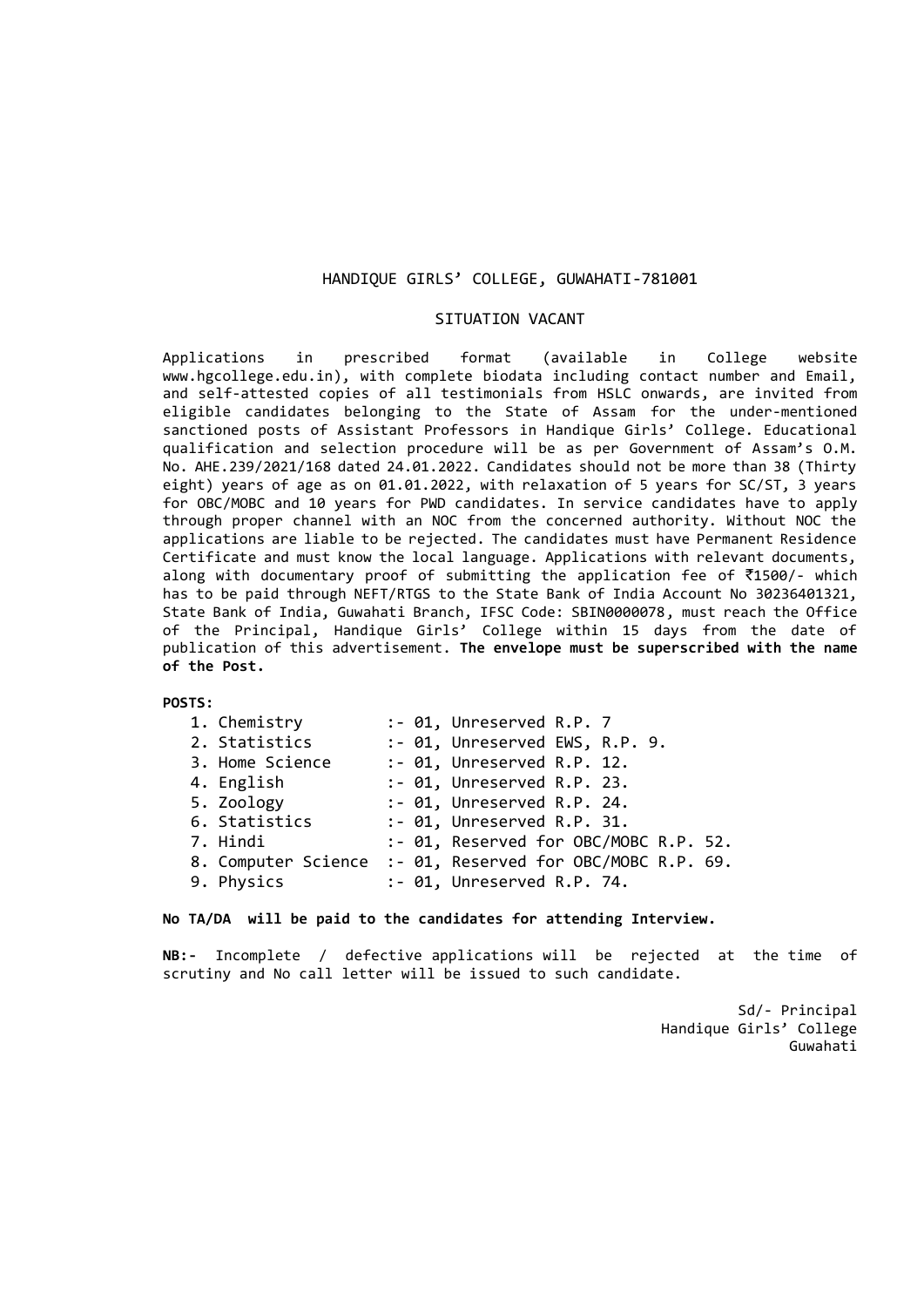# HANDIQUE GIRLS' COLLEGE, GUWAHATI-781001

## SITUATION VACANT

Applications in prescribed format (available in College website www.hgcollege.edu.in), with complete biodata including contact number and Email, and self-attested copies of all testimonials from HSLC onwards, are invited from eligible candidates belonging to the State of Assam for the under-mentioned sanctioned posts of Assistant Professors in Handique Girls' College. Educational qualification and selection procedure will be as per Government of Assam's O.M. No. AHE.239/2021/168 dated 24.01.2022. Candidates should not be more than 38 (Thirty eight) years of age as on 01.01.2022, with relaxation of 5 years for SC/ST, 3 years for OBC/MOBC and 10 years for PWD candidates. In service candidates have to apply through proper channel with an NOC from the concerned authority. Without NOC the applications are liable to be rejected. The candidates must have Permanent Residence Certificate and must know the local language. Applications with relevant documents, along with documentary proof of submitting the application fee of ₹1500/- which has to be paid through NEFT/RTGS to the State Bank of India Account No 30236401321, State Bank of India, Guwahati Branch, IFSC Code: SBIN0000078, must reach the Office of the Principal, Handique Girls' College within 15 days from the date of publication of this advertisement. **The envelope must be superscribed with the name of the Post.**

**POSTS:**

1. Chemistry :- 01, Unreserved R.P. 7
2. Statistics :- 01, Unreserved EWS, R.P. 9.
3. Home Science :- 01, Unreserved R.P. 12.
4. English :- 01, Unreserved R.P. 23.
5. Zoology :- 01, Unreserved R.P. 24.
6. Statistics :- 01, Unreserved R.P. 31.
7. Hindi :- 01, Reserved for OBC/MOBC R.P. 52.
8. Computer Science :- 01, Reserved for OBC/MOBC R.P. 69.
9. Physics :- 01, Unreserved R.P. 74.

**No TA/DA will be paid to the candidates for attending Interview.**

**NB:-** Incomplete / defective applications will be rejected at the time of scrutiny and No call letter will be issued to such candidate.

Sd/- Principal
Handique Girls' College
Guwahati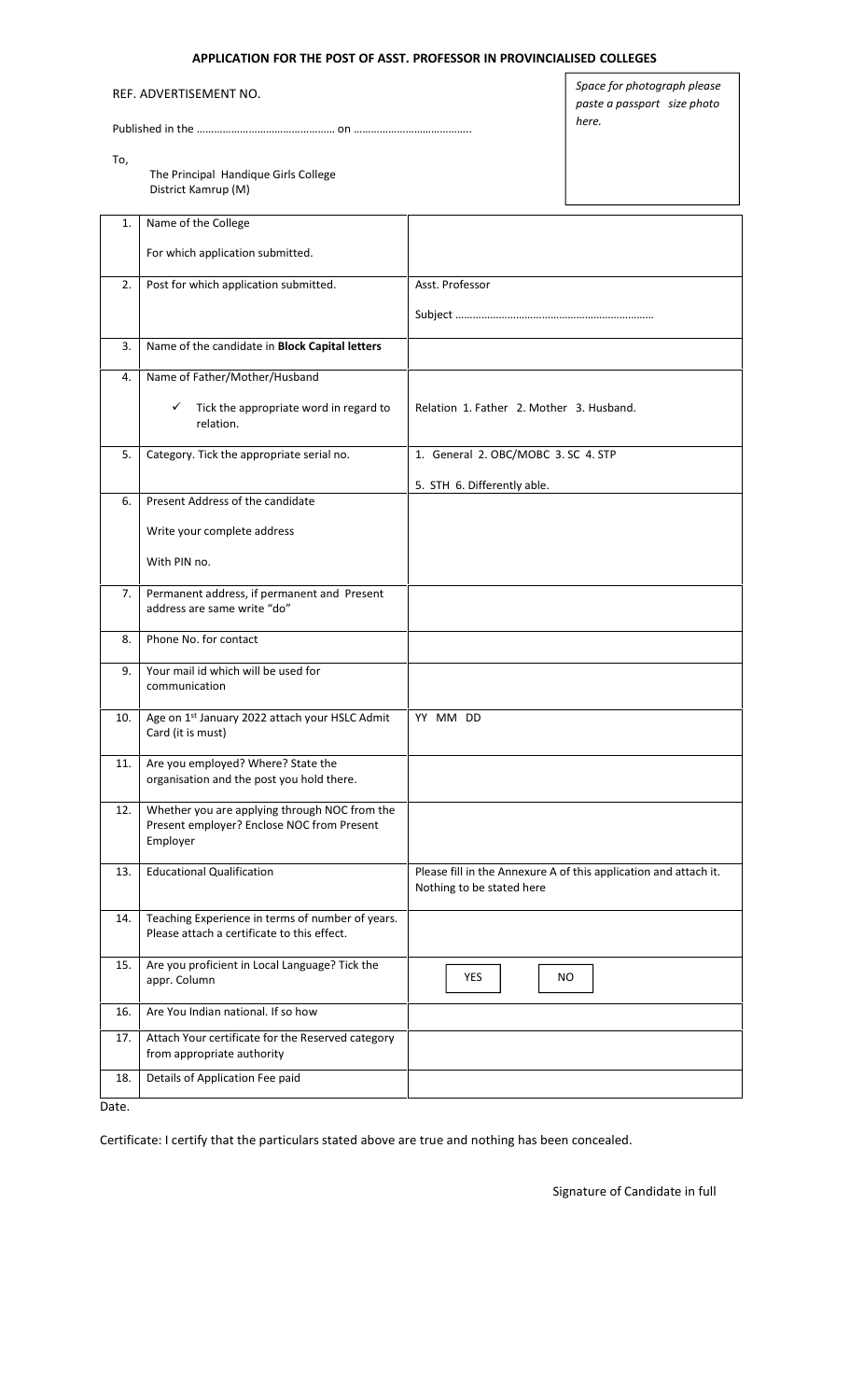## APPLICATION FOR THE POST OF ASST. PROFESSOR IN PROVINCIALISED COLLEGES

REF. ADVERTISEMENT NO.

Published in the ……………………………………… on …………………………………..

*Space for photograph please paste a passport size photo here.*

To,

The Principal Handique Girls College
District Kamrup (M)

| | | |
|---|---|---|
| 1. | Name of the College<br><br>For which application submitted. | |
| 2. | Post for which application submitted. | Asst. Professor<br><br>Subject …………………………………………………………. |
| 3. | Name of the candidate in **Block Capital letters** | |
| 4. | Name of Father/Mother/Husband<br><br>✓ Tick the appropriate word in regard to relation. | Relation 1. Father 2. Mother 3. Husband. |
| 5. | Category. Tick the appropriate serial no. | 1. General 2. OBC/MOBC 3. SC 4. STP<br><br>5. STH 6. Differently able. |
| 6. | Present Address of the candidate<br><br>Write your complete address<br><br>With PIN no. | |
| 7. | Permanent address, if permanent and Present address are same write "do" | |
| 8. | Phone No. for contact | |
| 9. | Your mail id which will be used for communication | |
| 10. | Age on 1st January 2022 attach your HSLC Admit Card (it is must) | YY MM DD |
| 11. | Are you employed? Where? State the organisation and the post you hold there. | |
| 12. | Whether you are applying through NOC from the Present employer? Enclose NOC from Present Employer | |
| 13. | Educational Qualification | Please fill in the Annexure A of this application and attach it. Nothing to be stated here |
| 14. | Teaching Experience in terms of number of years. Please attach a certificate to this effect. | |
| 15. | Are you proficient in Local Language? Tick the appr. Column | YES NO |
| 16. | Are You Indian national. If so how | |
| 17. | Attach Your certificate for the Reserved category from appropriate authority | |
| 18. | Details of Application Fee paid | |

Date.

Certificate: I certify that the particulars stated above are true and nothing has been concealed.

Signature of Candidate in full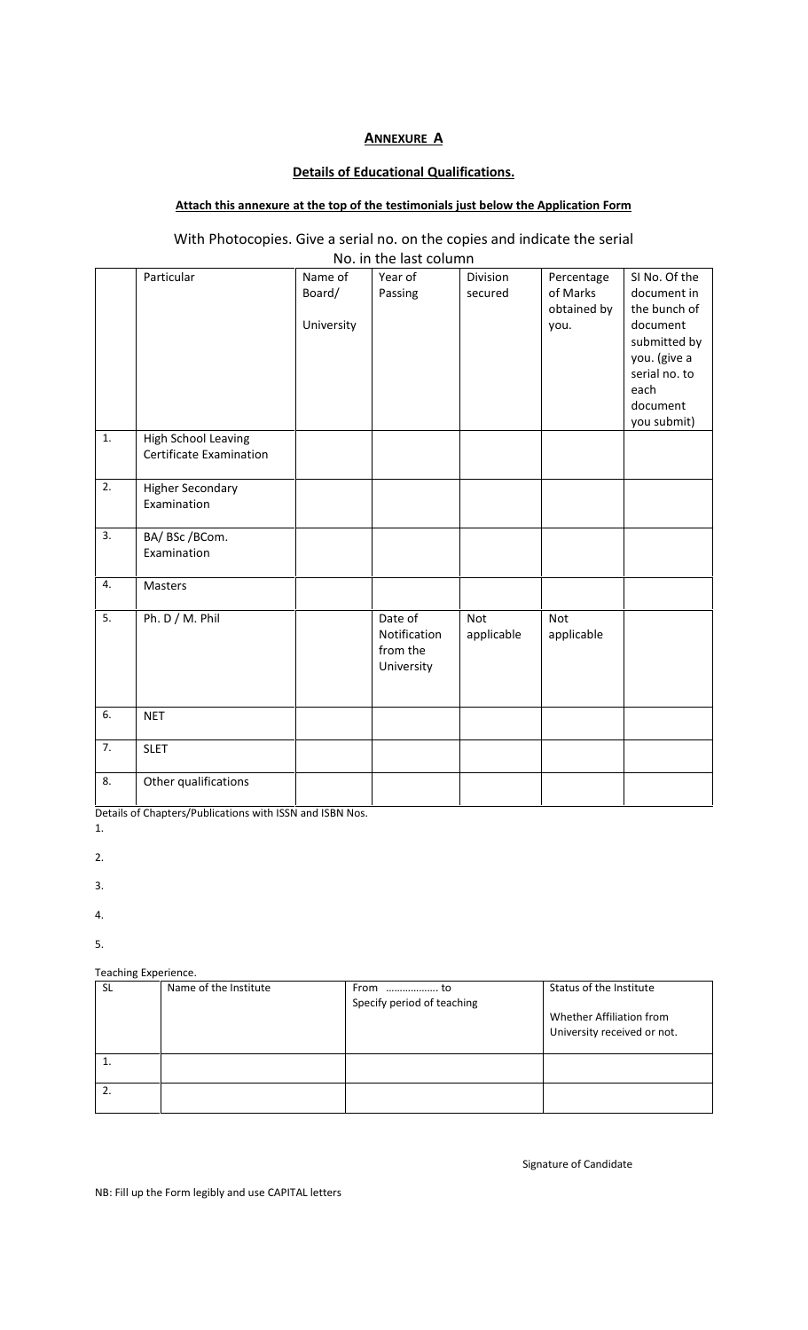## **ANNEXURE A**

### **Details of Educational Qualifications.**

**Attach this annexure at the top of the testimonials just below the Application Form**

With Photocopies. Give a serial no. on the copies and indicate the serial No. in the last column

| | Particular | Name of Board/ University | Year of Passing | Division secured | Percentage of Marks obtained by you. | Sl No. Of the document in the bunch of document submitted by you. (give a serial no. to each document you submit) |
|---|---|---|---|---|---|---|
| 1. | High School Leaving Certificate Examination | | | | | |
| 2. | Higher Secondary Examination | | | | | |
| 3. | BA/ BSc /BCom. Examination | | | | | |
| 4. | Masters | | | | | |
| 5. | Ph. D / M. Phil | | Date of Notification from the University | Not applicable | Not applicable | |
| 6. | NET | | | | | |
| 7. | SLET | | | | | |
| 8. | Other qualifications | | | | | |

Details of Chapters/Publications with ISSN and ISBN Nos.

1.

2.

3.

4.

5.

Teaching Experience.

| SL | Name of the Institute | From ……………… to Specify period of teaching | Status of the Institute Whether Affiliation from University received or not. |
|---|---|---|---|
| 1. | | | |
| 2. | | | |

Signature of Candidate

NB: Fill up the Form legibly and use CAPITAL letters